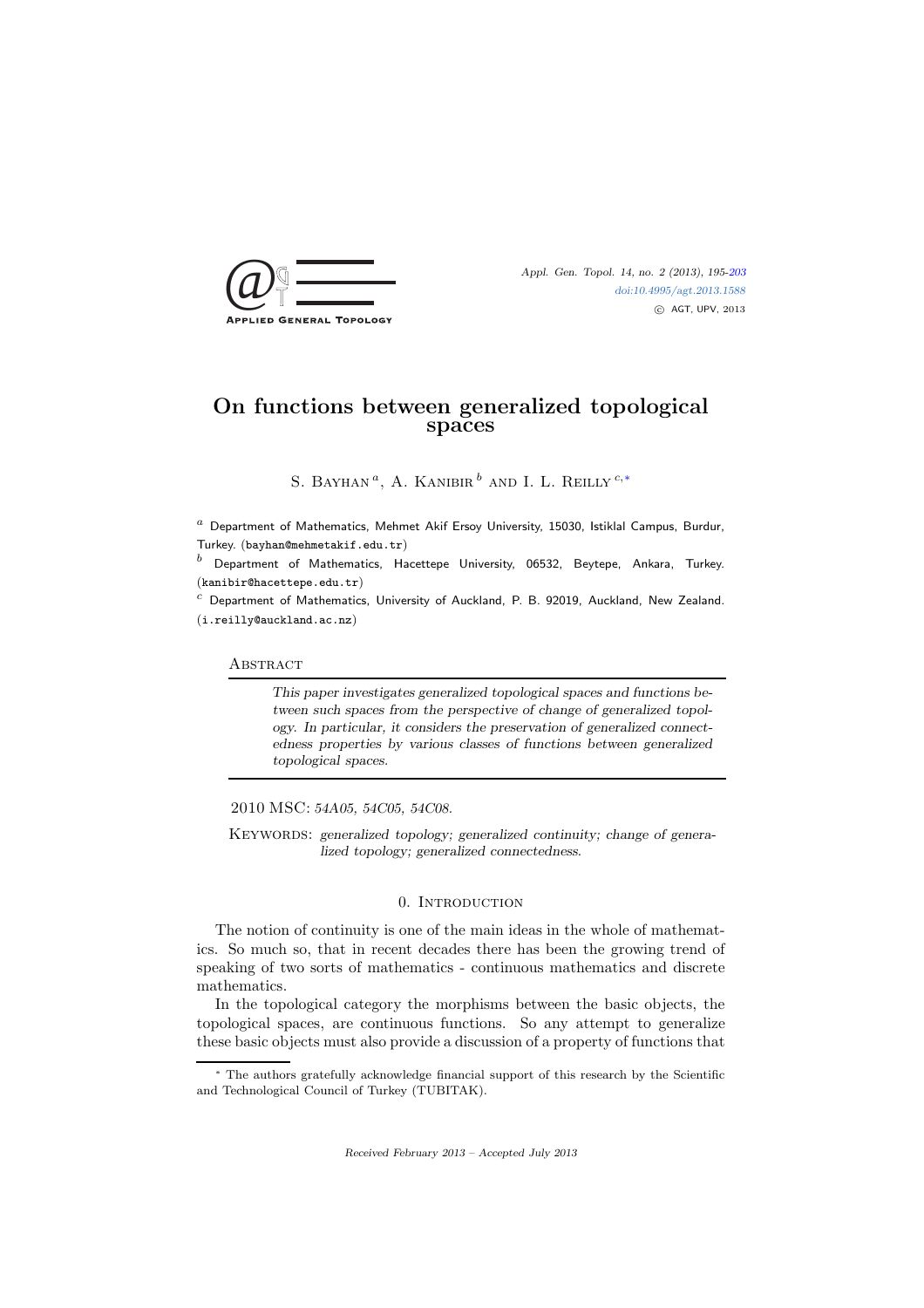# On functions between generalized topological spaces

S. Bayhan [a], A. Kanibir [b] and I. L. Reilly [c,*]

[a] Department of Mathematics, Mehmet Akif Ersoy University, 15030, Istiklal Campus, Burdur, Turkey. (bayhan@mehmetakif.edu.tr)

[b] Department of Mathematics, Hacettepe University, 06532, Beytepe, Ankara, Turkey. (kanibir@hacettepe.edu.tr)

[c] Department of Mathematics, University of Auckland, P. B. 92019, Auckland, New Zealand. (i.reilly@auckland.ac.nz)

## Abstract

*This paper investigates generalized topological spaces and functions between such spaces from the perspective of change of generalized topology. In particular, it considers the preservation of generalized connectedness properties by various classes of functions between generalized topological spaces.*

2010 MSC: *54A05, 54C05, 54C08.*

Keywords: *generalized topology; generalized continuity; change of generalized topology; generalized connectedness.*

## 0. Introduction

The notion of continuity is one of the main ideas in the whole of mathematics. So much so, that in recent decades there has been the growing trend of speaking of two sorts of mathematics - continuous mathematics and discrete mathematics.

In the topological category the morphisms between the basic objects, the topological spaces, are continuous functions. So any attempt to generalize these basic objects must also provide a discussion of a property of functions that

* The authors gratefully acknowledge financial support of this research by the Scientific and Technological Council of Turkey (TUBITAK).

*Received February 2013 – Accepted July 2013*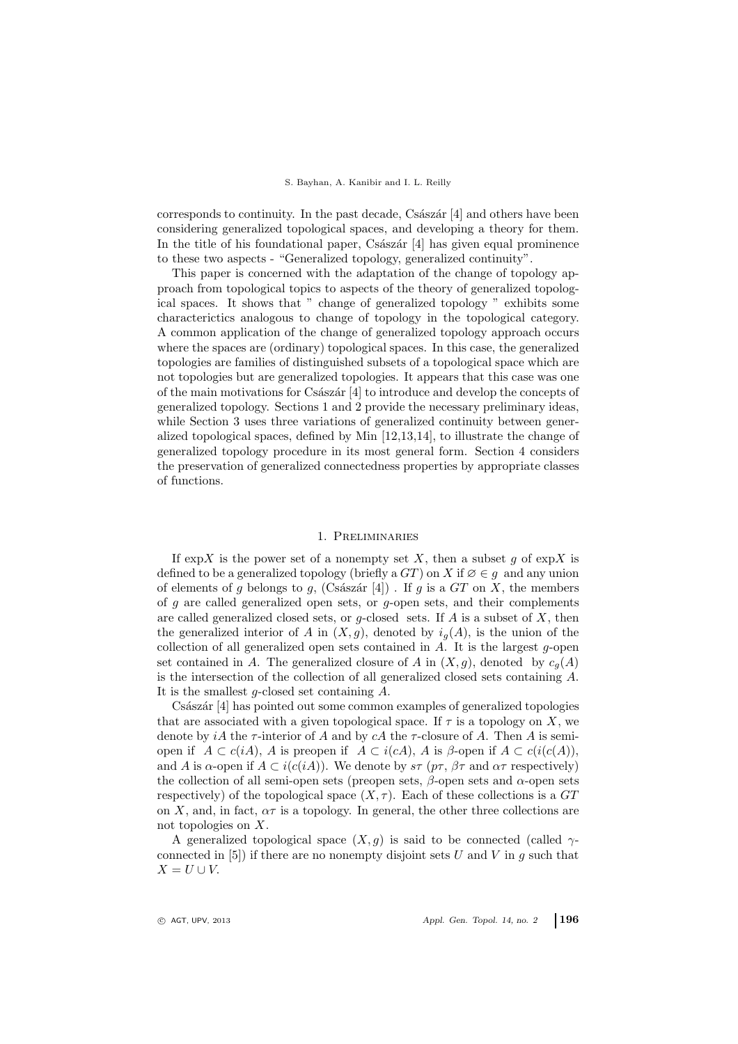corresponds to continuity. In the past decade, Császár [4] and others have been considering generalized topological spaces, and developing a theory for them. In the title of his foundational paper, Császár [4] has given equal prominence to these two aspects - "Generalized topology, generalized continuity".

This paper is concerned with the adaptation of the change of topology approach from topological topics to aspects of the theory of generalized topological spaces. It shows that " change of generalized topology " exhibits some characterictics analogous to change of topology in the topological category. A common application of the change of generalized topology approach occurs where the spaces are (ordinary) topological spaces. In this case, the generalized topologies are families of distinguished subsets of a topological space which are not topologies but are generalized topologies. It appears that this case was one of the main motivations for Császár [4] to introduce and develop the concepts of generalized topology. Sections 1 and 2 provide the necessary preliminary ideas, while Section 3 uses three variations of generalized continuity between generalized topological spaces, defined by Min [12,13,14], to illustrate the change of generalized topology procedure in its most general form. Section 4 considers the preservation of generalized connectedness properties by appropriate classes of functions.

## 1. Preliminaries

If $\exp X$ is the power set of a nonempty set $X$, then a subset $g$ of $\exp X$ is defined to be a generalized topology (briefly a $GT$) on $X$ if $\varnothing \in g$ and any union of elements of $g$ belongs to $g$, (Császár [4]) . If $g$ is a $GT$ on $X$, the members of $g$ are called generalized open sets, or $g$-open sets, and their complements are called generalized closed sets, or $g$-closed sets. If $A$ is a subset of $X$, then the generalized interior of $A$ in $(X, g)$, denoted by $i_g(A)$, is the union of the collection of all generalized open sets contained in $A$. It is the largest $g$-open set contained in $A$. The generalized closure of $A$ in $(X, g)$, denoted by $c_g(A)$ is the intersection of the collection of all generalized closed sets containing $A$. It is the smallest $g$-closed set containing $A$.

Császár [4] has pointed out some common examples of generalized topologies that are associated with a given topological space. If $\tau$ is a topology on $X$, we denote by $iA$ the $\tau$-interior of $A$ and by $cA$ the $\tau$-closure of $A$. Then $A$ is semi-open if $A \subset c(iA)$, $A$ is preopen if $A \subset i(cA)$, $A$ is $\beta$-open if $A \subset c(i(c(A))$, and $A$ is $\alpha$-open if $A \subset i(c(iA))$. We denote by $s\tau$ ($p\tau$, $\beta\tau$ and $\alpha\tau$ respectively) the collection of all semi-open sets (preopen sets, $\beta$-open sets and $\alpha$-open sets respectively) of the topological space $(X, \tau)$. Each of these collections is a $GT$ on $X$, and, in fact, $\alpha\tau$ is a topology. In general, the other three collections are not topologies on $X$.

A generalized topological space $(X, g)$ is said to be connected (called $\gamma$-connected in [5]) if there are no nonempty disjoint sets $U$ and $V$ in $g$ such that $X = U \cup V$.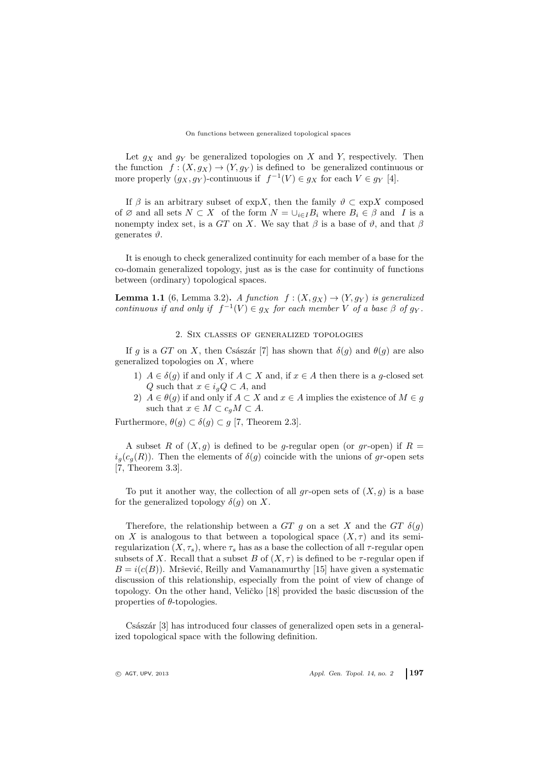Let $g_X$ and $g_Y$ be generalized topologies on $X$ and $Y$, respectively. Then the function $f : (X, g_X) \to (Y, g_Y)$ is defined to be generalized continuous or more properly $(g_X, g_Y)$-continuous if $f^{-1}(V) \in g_X$ for each $V \in g_Y$ [4].

If $\beta$ is an arbitrary subset of $\exp X$, then the family $\vartheta \subset \exp X$ composed of $\varnothing$ and all sets $N \subset X$ of the form $N = \cup_{i \in I} B_i$ where $B_i \in \beta$ and $I$ is a nonempty index set, is a $GT$ on $X$. We say that $\beta$ is a base of $\vartheta$, and that $\beta$ generates $\vartheta$.

It is enough to check generalized continuity for each member of a base for the co-domain generalized topology, just as is the case for continuity of functions between (ordinary) topological spaces.

**Lemma 1.1** (6, Lemma 3.2). *A function $f : (X, g_X) \to (Y, g_Y)$ is generalized continuous if and only if $f^{-1}(V) \in g_X$ for each member $V$ of a base $\beta$ of $g_Y$.*

## 2. Six classes of generalized topologies

If $g$ is a $GT$ on $X$, then Császár [7] has shown that $\delta(g)$ and $\theta(g)$ are also generalized topologies on $X$, where

1) $A \in \delta(g)$ if and only if $A \subset X$ and, if $x \in A$ then there is a $g$-closed set $Q$ such that $x \in i_g Q \subset A$, and
2) $A \in \theta(g)$ if and only if $A \subset X$ and $x \in A$ implies the existence of $M \in g$ such that $x \in M \subset c_g M \subset A$.

Furthermore, $\theta(g) \subset \delta(g) \subset g$ [7, Theorem 2.3].

A subset $R$ of $(X, g)$ is defined to be $g$-regular open (or $gr$-open) if $R = i_g(c_g(R))$. Then the elements of $\delta(g)$ coincide with the unions of $gr$-open sets [7, Theorem 3.3].

To put it another way, the collection of all $gr$-open sets of $(X, g)$ is a base for the generalized topology $\delta(g)$ on $X$.

Therefore, the relationship between a $GT$ $g$ on a set $X$ and the $GT$ $\delta(g)$ on $X$ is analogous to that between a topological space $(X, \tau)$ and its semi-regularization $(X, \tau_s)$, where $\tau_s$ has as a base the collection of all $\tau$-regular open subsets of $X$. Recall that a subset $B$ of $(X, \tau)$ is defined to be $\tau$-regular open if $B = i(c(B))$. Mršević, Reilly and Vamanamurthy [15] have given a systematic discussion of this relationship, especially from the point of view of change of topology. On the other hand, Veličko [18] provided the basic discussion of the properties of $\theta$-topologies.

Császár [3] has introduced four classes of generalized open sets in a generalized topological space with the following definition.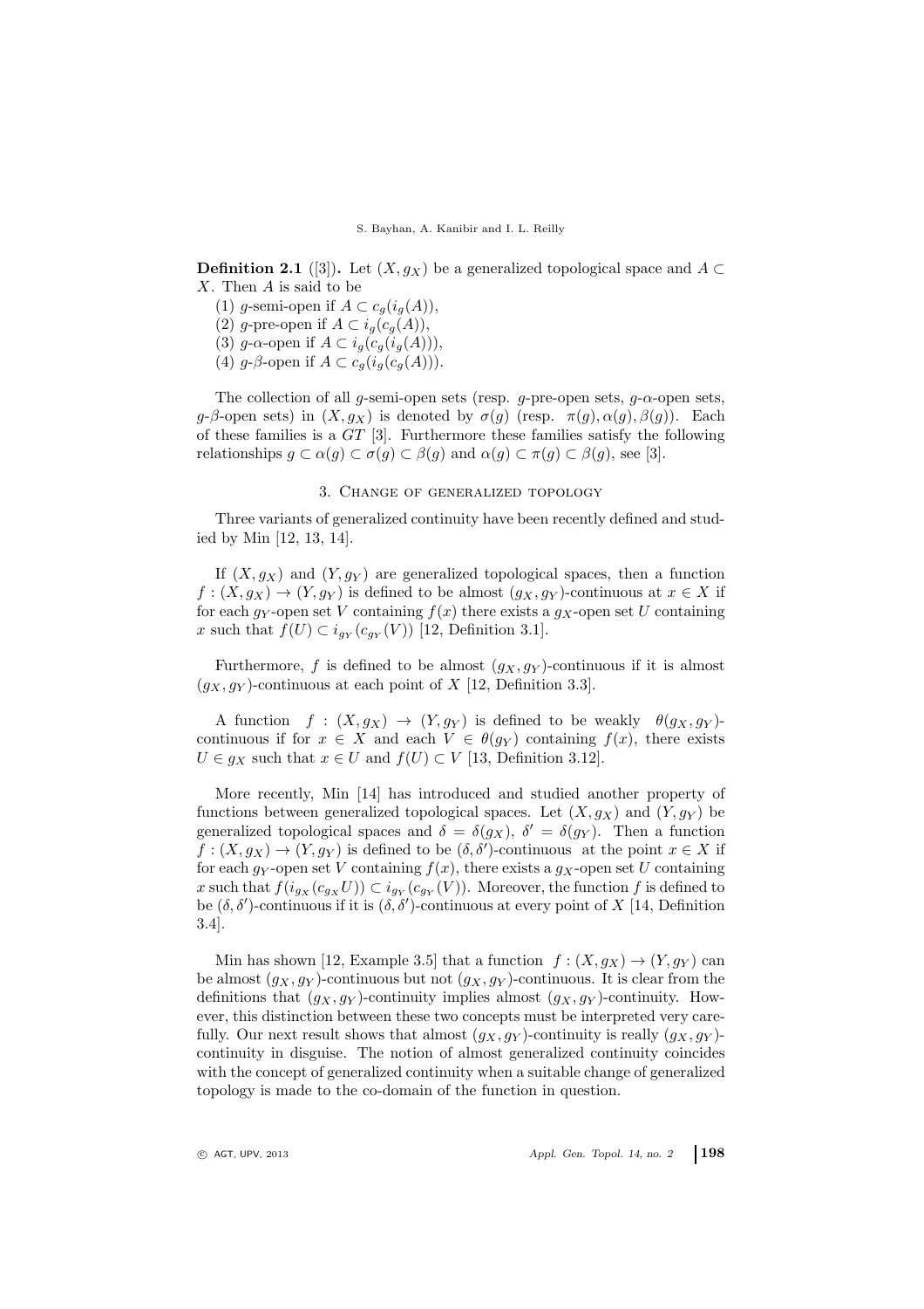**Definition 2.1** ([3])**.** Let $(X, g_X)$ be a generalized topological space and $A \subset X$. Then $A$ is said to be

(1) $g$-semi-open if $A \subset c_g(i_g(A))$,
(2) $g$-pre-open if $A \subset i_g(c_g(A))$,
(3) $g$-$\alpha$-open if $A \subset i_g(c_g(i_g(A)))$,
(4) $g$-$\beta$-open if $A \subset c_g(i_g(c_g(A)))$.

The collection of all $g$-semi-open sets (resp. $g$-pre-open sets, $g$-$\alpha$-open sets, $g$-$\beta$-open sets) in $(X, g_X)$ is denoted by $\sigma(g)$ (resp. $\pi(g), \alpha(g), \beta(g)$). Each of these families is a $GT$ [3]. Furthermore these families satisfy the following relationships $g \subset \alpha(g) \subset \sigma(g) \subset \beta(g)$ and $\alpha(g) \subset \pi(g) \subset \beta(g)$, see [3].

## 3. Change of generalized topology

Three variants of generalized continuity have been recently defined and studied by Min [12, 13, 14].

If $(X, g_X)$ and $(Y, g_Y)$ are generalized topological spaces, then a function $f : (X, g_X) \to (Y, g_Y)$ is defined to be almost $(g_X, g_Y)$-continuous at $x \in X$ if for each $g_Y$-open set $V$ containing $f(x)$ there exists a $g_X$-open set $U$ containing $x$ such that $f(U) \subset i_{g_Y}(c_{g_Y}(V))$ [12, Definition 3.1].

Furthermore, $f$ is defined to be almost $(g_X, g_Y)$-continuous if it is almost $(g_X, g_Y)$-continuous at each point of $X$ [12, Definition 3.3].

A function $f : (X, g_X) \to (Y, g_Y)$ is defined to be weakly $\theta(g_X, g_Y)$-continuous if for $x \in X$ and each $V \in \theta(g_Y)$ containing $f(x)$, there exists $U \in g_X$ such that $x \in U$ and $f(U) \subset V$ [13, Definition 3.12].

More recently, Min [14] has introduced and studied another property of functions between generalized topological spaces. Let $(X, g_X)$ and $(Y, g_Y)$ be generalized topological spaces and $\delta = \delta(g_X)$, $\delta' = \delta(g_Y)$. Then a function $f : (X, g_X) \to (Y, g_Y)$ is defined to be $(\delta, \delta')$-continuous at the point $x \in X$ if for each $g_Y$-open set $V$ containing $f(x)$, there exists a $g_X$-open set $U$ containing $x$ such that $f(i_{g_X}(c_{g_X}U)) \subset i_{g_Y}(c_{g_Y}(V))$. Moreover, the function $f$ is defined to be $(\delta, \delta')$-continuous if it is $(\delta, \delta')$-continuous at every point of $X$ [14, Definition 3.4].

Min has shown [12, Example 3.5] that a function $f : (X, g_X) \to (Y, g_Y)$ can be almost $(g_X, g_Y)$-continuous but not $(g_X, g_Y)$-continuous. It is clear from the definitions that $(g_X, g_Y)$-continuity implies almost $(g_X, g_Y)$-continuity. However, this distinction between these two concepts must be interpreted very carefully. Our next result shows that almost $(g_X, g_Y)$-continuity is really $(g_X, g_Y)$-continuity in disguise. The notion of almost generalized continuity coincides with the concept of generalized continuity when a suitable change of generalized topology is made to the co-domain of the function in question.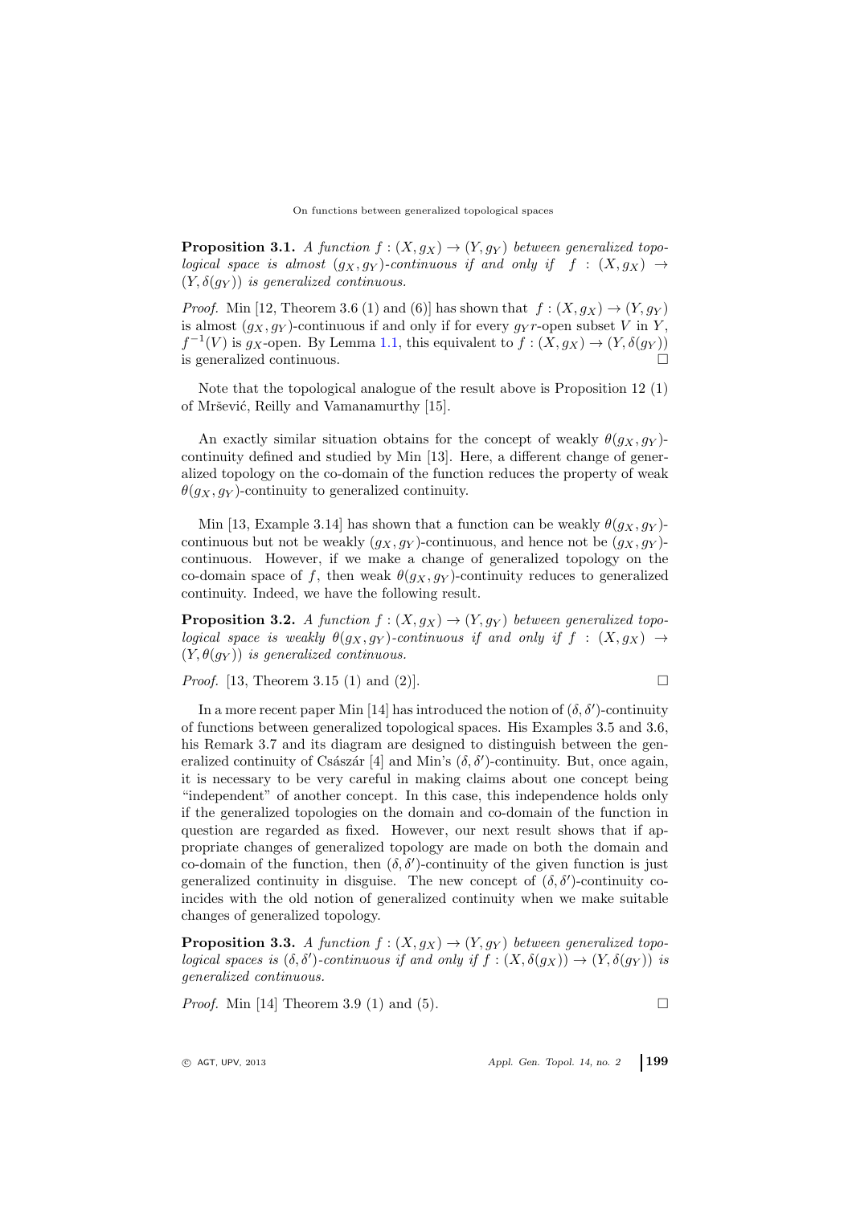**Proposition 3.1.** *A function $f : (X, g_X) \to (Y, g_Y)$ between generalized topological space is almost $(g_X, g_Y)$-continuous if and only if $f : (X, g_X) \to (Y, \delta(g_Y))$ is generalized continuous.*

*Proof.* Min [12, Theorem 3.6 (1) and (6)] has shown that $f : (X, g_X) \to (Y, g_Y)$ is almost $(g_X, g_Y)$-continuous if and only if for every $g_Y r$-open subset $V$ in $Y$, $f^{-1}(V)$ is $g_X$-open. By Lemma 1.1, this equivalent to $f : (X, g_X) \to (Y, \delta(g_Y))$ is generalized continuous. □

Note that the topological analogue of the result above is Proposition 12 (1) of Mršević, Reilly and Vamanamurthy [15].

An exactly similar situation obtains for the concept of weakly $\theta(g_X, g_Y)$-continuity defined and studied by Min [13]. Here, a different change of generalized topology on the co-domain of the function reduces the property of weak $\theta(g_X, g_Y)$-continuity to generalized continuity.

Min [13, Example 3.14] has shown that a function can be weakly $\theta(g_X, g_Y)$-continuous but not be weakly $(g_X, g_Y)$-continuous, and hence not be $(g_X, g_Y)$-continuous. However, if we make a change of generalized topology on the co-domain space of $f$, then weak $\theta(g_X, g_Y)$-continuity reduces to generalized continuity. Indeed, we have the following result.

**Proposition 3.2.** *A function $f : (X, g_X) \to (Y, g_Y)$ between generalized topological space is weakly $\theta(g_X, g_Y)$-continuous if and only if $f : (X, g_X) \to (Y, \theta(g_Y))$ is generalized continuous.*

*Proof.* [13, Theorem 3.15 (1) and (2)]. □

In a more recent paper Min [14] has introduced the notion of $(\delta, \delta')$-continuity of functions between generalized topological spaces. His Examples 3.5 and 3.6, his Remark 3.7 and its diagram are designed to distinguish between the generalized continuity of Császár [4] and Min's $(\delta, \delta')$-continuity. But, once again, it is necessary to be very careful in making claims about one concept being "independent" of another concept. In this case, this independence holds only if the generalized topologies on the domain and co-domain of the function in question are regarded as fixed. However, our next result shows that if appropriate changes of generalized topology are made on both the domain and co-domain of the function, then $(\delta, \delta')$-continuity of the given function is just generalized continuity in disguise. The new concept of $(\delta, \delta')$-continuity coincides with the old notion of generalized continuity when we make suitable changes of generalized topology.

**Proposition 3.3.** *A function $f : (X, g_X) \to (Y, g_Y)$ between generalized topological spaces is $(\delta, \delta')$-continuous if and only if $f : (X, \delta(g_X)) \to (Y, \delta(g_Y))$ is generalized continuous.*

*Proof.* Min [14] Theorem 3.9 (1) and (5). □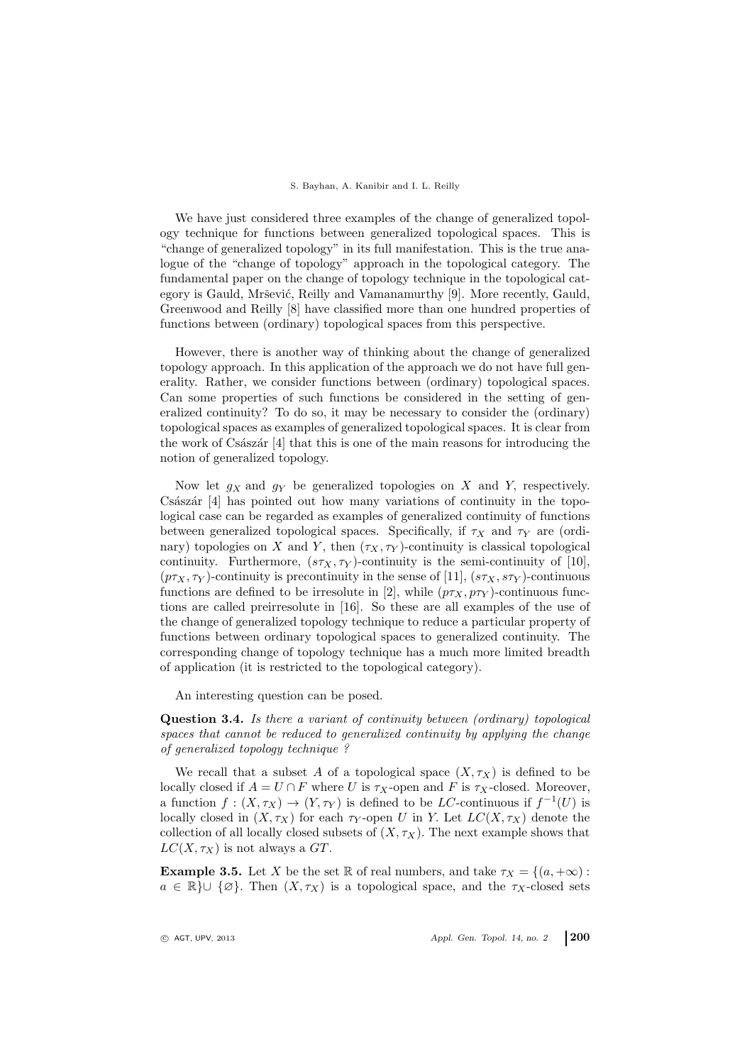We have just considered three examples of the change of generalized topology technique for functions between generalized topological spaces. This is "change of generalized topology" in its full manifestation. This is the true analogue of the "change of topology" approach in the topological category. The fundamental paper on the change of topology technique in the topological category is Gauld, Mršević, Reilly and Vamanamurthy [9]. More recently, Gauld, Greenwood and Reilly [8] have classified more than one hundred properties of functions between (ordinary) topological spaces from this perspective.

However, there is another way of thinking about the change of generalized topology approach. In this application of the approach we do not have full generality. Rather, we consider functions between (ordinary) topological spaces. Can some properties of such functions be considered in the setting of generalized continuity? To do so, it may be necessary to consider the (ordinary) topological spaces as examples of generalized topological spaces. It is clear from the work of Császár [4] that this is one of the main reasons for introducing the notion of generalized topology.

Now let $g_X$ and $g_Y$ be generalized topologies on $X$ and $Y$, respectively. Császár [4] has pointed out how many variations of continuity in the topological case can be regarded as examples of generalized continuity of functions between generalized topological spaces. Specifically, if $\tau_X$ and $\tau_Y$ are (ordinary) topologies on $X$ and $Y$, then $(\tau_X, \tau_Y)$-continuity is classical topological continuity. Furthermore, $(s\tau_X, \tau_Y)$-continuity is the semi-continuity of [10], $(p\tau_X, \tau_Y)$-continuity is precontinuity in the sense of [11], $(s\tau_X, s\tau_Y)$-continuous functions are defined to be irresolute in [2], while $(p\tau_X, p\tau_Y)$-continuous functions are called preirresolute in [16]. So these are all examples of the use of the change of generalized topology technique to reduce a particular property of functions between ordinary topological spaces to generalized continuity. The corresponding change of topology technique has a much more limited breadth of application (it is restricted to the topological category).

An interesting question can be posed.

**Question 3.4.** *Is there a variant of continuity between (ordinary) topological spaces that cannot be reduced to generalized continuity by applying the change of generalized topology technique ?*

We recall that a subset $A$ of a topological space $(X, \tau_X)$ is defined to be locally closed if $A = U \cap F$ where $U$ is $\tau_X$-open and $F$ is $\tau_X$-closed. Moreover, a function $f : (X, \tau_X) \to (Y, \tau_Y)$ is defined to be $LC$-continuous if $f^{-1}(U)$ is locally closed in $(X, \tau_X)$ for each $\tau_Y$-open $U$ in $Y$. Let $LC(X, \tau_X)$ denote the collection of all locally closed subsets of $(X, \tau_X)$. The next example shows that $LC(X, \tau_X)$ is not always a $GT$.

**Example 3.5.** Let $X$ be the set $\mathbb{R}$ of real numbers, and take $\tau_X = \{(a, +\infty) : a \in \mathbb{R}\} \cup \{\varnothing\}$. Then $(X, \tau_X)$ is a topological space, and the $\tau_X$-closed sets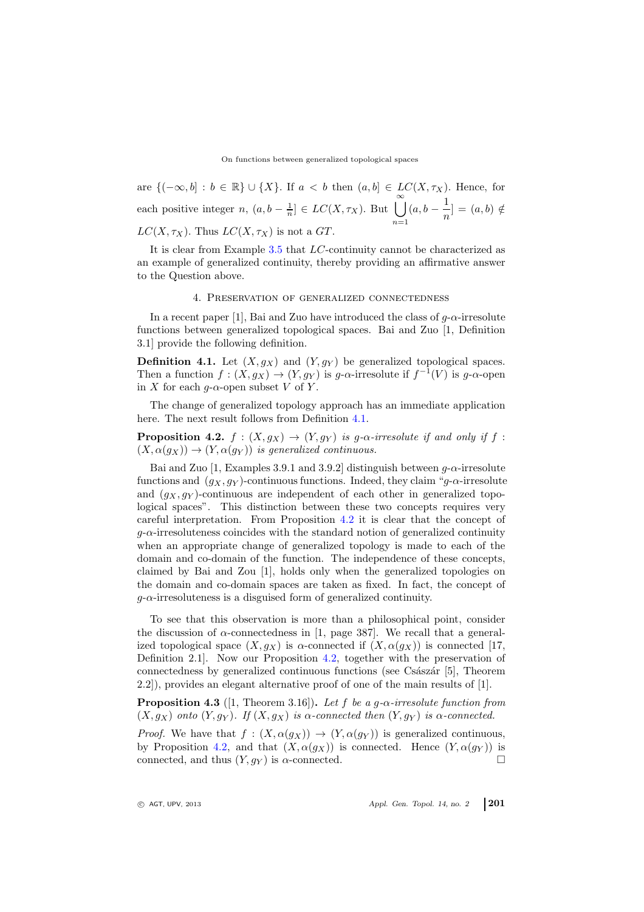are $\{(-\infty, b] : b \in \mathbb{R}\} \cup \{X\}$. If $a < b$ then $(a, b] \in LC(X, \tau_X)$. Hence, for each positive integer $n$, $(a, b - \frac{1}{n}] \in LC(X, \tau_X)$. But $\bigcup_{n=1}^{\infty}(a, b - \dfrac{1}{n}] = (a, b) \notin LC(X, \tau_X)$. Thus $LC(X, \tau_X)$ is not a $GT$.

It is clear from Example 3.5 that $LC$-continuity cannot be characterized as an example of generalized continuity, thereby providing an affirmative answer to the Question above.

## 4. Preservation of generalized connectedness

In a recent paper [1], Bai and Zuo have introduced the class of $g$-$\alpha$-irresolute functions between generalized topological spaces. Bai and Zuo [1, Definition 3.1] provide the following definition.

**Definition 4.1.** Let $(X, g_X)$ and $(Y, g_Y)$ be generalized topological spaces. Then a function $f : (X, g_X) \to (Y, g_Y)$ is $g$-$\alpha$-irresolute if $f^{-1}(V)$ is $g$-$\alpha$-open in $X$ for each $g$-$\alpha$-open subset $V$ of $Y$.

The change of generalized topology approach has an immediate application here. The next result follows from Definition 4.1.

**Proposition 4.2.** *$f : (X, g_X) \to (Y, g_Y)$ is $g$-$\alpha$-irresolute if and only if $f : (X, \alpha(g_X)) \to (Y, \alpha(g_Y))$ is generalized continuous.*

Bai and Zuo [1, Examples 3.9.1 and 3.9.2] distinguish between $g$-$\alpha$-irresolute functions and $(g_X, g_Y)$-continuous functions. Indeed, they claim "$g$-$\alpha$-irresolute and $(g_X, g_Y)$-continuous are independent of each other in generalized topological spaces". This distinction between these two concepts requires very careful interpretation. From Proposition 4.2 it is clear that the concept of $g$-$\alpha$-irresoluteness coincides with the standard notion of generalized continuity when an appropriate change of generalized topology is made to each of the domain and co-domain of the function. The independence of these concepts, claimed by Bai and Zou [1], holds only when the generalized topologies on the domain and co-domain spaces are taken as fixed. In fact, the concept of $g$-$\alpha$-irresoluteness is a disguised form of generalized continuity.

To see that this observation is more than a philosophical point, consider the discussion of $\alpha$-connectedness in [1, page 387]. We recall that a generalized topological space $(X, g_X)$ is $\alpha$-connected if $(X, \alpha(g_X))$ is connected [17, Definition 2.1]. Now our Proposition 4.2, together with the preservation of connectedness by generalized continuous functions (see Császár [5], Theorem 2.2]), provides an elegant alternative proof of one of the main results of [1].

**Proposition 4.3** ([1, Theorem 3.16]). *Let $f$ be a $g$-$\alpha$-irresolute function from $(X, g_X)$ onto $(Y, g_Y)$. If $(X, g_X)$ is $\alpha$-connected then $(Y, g_Y)$ is $\alpha$-connected.*

*Proof.* We have that $f : (X, \alpha(g_X)) \to (Y, \alpha(g_Y))$ is generalized continuous, by Proposition 4.2, and that $(X, \alpha(g_X))$ is connected. Hence $(Y, \alpha(g_Y))$ is connected, and thus $(Y, g_Y)$ is $\alpha$-connected. □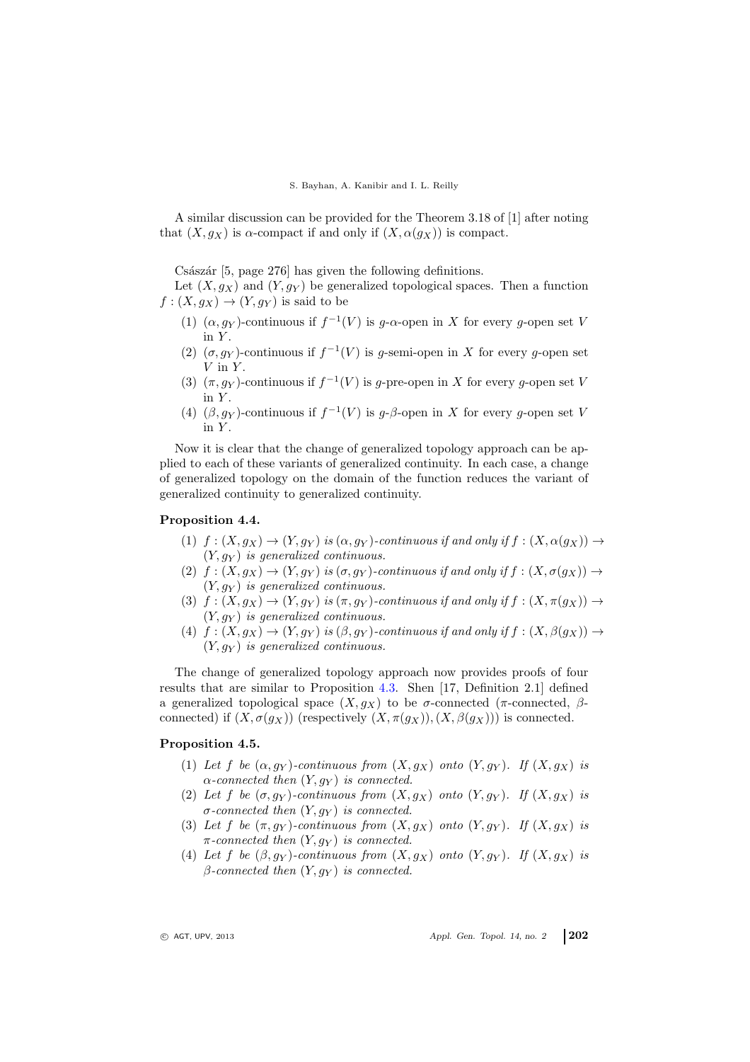A similar discussion can be provided for the Theorem 3.18 of [1] after noting that $(X, g_X)$ is $\alpha$-compact if and only if $(X, \alpha(g_X))$ is compact.

Császár [5, page 276] has given the following definitions.

Let $(X, g_X)$ and $(Y, g_Y)$ be generalized topological spaces. Then a function $f : (X, g_X) \to (Y, g_Y)$ is said to be

(1) $(\alpha, g_Y)$-continuous if $f^{-1}(V)$ is $g$-$\alpha$-open in $X$ for every $g$-open set $V$ in $Y$.
(2) $(\sigma, g_Y)$-continuous if $f^{-1}(V)$ is $g$-semi-open in $X$ for every $g$-open set $V$ in $Y$.
(3) $(\pi, g_Y)$-continuous if $f^{-1}(V)$ is $g$-pre-open in $X$ for every $g$-open set $V$ in $Y$.
(4) $(\beta, g_Y)$-continuous if $f^{-1}(V)$ is $g$-$\beta$-open in $X$ for every $g$-open set $V$ in $Y$.

Now it is clear that the change of generalized topology approach can be applied to each of these variants of generalized continuity. In each case, a change of generalized topology on the domain of the function reduces the variant of generalized continuity to generalized continuity.

**Proposition 4.4.**

(1) *$f : (X, g_X) \to (Y, g_Y)$ is $(\alpha, g_Y)$-continuous if and only if $f : (X, \alpha(g_X)) \to (Y, g_Y)$ is generalized continuous.*
(2) *$f : (X, g_X) \to (Y, g_Y)$ is $(\sigma, g_Y)$-continuous if and only if $f : (X, \sigma(g_X)) \to (Y, g_Y)$ is generalized continuous.*
(3) *$f : (X, g_X) \to (Y, g_Y)$ is $(\pi, g_Y)$-continuous if and only if $f : (X, \pi(g_X)) \to (Y, g_Y)$ is generalized continuous.*
(4) *$f : (X, g_X) \to (Y, g_Y)$ is $(\beta, g_Y)$-continuous if and only if $f : (X, \beta(g_X)) \to (Y, g_Y)$ is generalized continuous.*

The change of generalized topology approach now provides proofs of four results that are similar to Proposition 4.3. Shen [17, Definition 2.1] defined a generalized topological space $(X, g_X)$ to be $\sigma$-connected ($\pi$-connected, $\beta$-connected) if $(X, \sigma(g_X))$ (respectively $(X, \pi(g_X)), (X, \beta(g_X))$) is connected.

**Proposition 4.5.**

(1) *Let $f$ be $(\alpha, g_Y)$-continuous from $(X, g_X)$ onto $(Y, g_Y)$. If $(X, g_X)$ is $\alpha$-connected then $(Y, g_Y)$ is connected.*
(2) *Let $f$ be $(\sigma, g_Y)$-continuous from $(X, g_X)$ onto $(Y, g_Y)$. If $(X, g_X)$ is $\sigma$-connected then $(Y, g_Y)$ is connected.*
(3) *Let $f$ be $(\pi, g_Y)$-continuous from $(X, g_X)$ onto $(Y, g_Y)$. If $(X, g_X)$ is $\pi$-connected then $(Y, g_Y)$ is connected.*
(4) *Let $f$ be $(\beta, g_Y)$-continuous from $(X, g_X)$ onto $(Y, g_Y)$. If $(X, g_X)$ is $\beta$-connected then $(Y, g_Y)$ is connected.*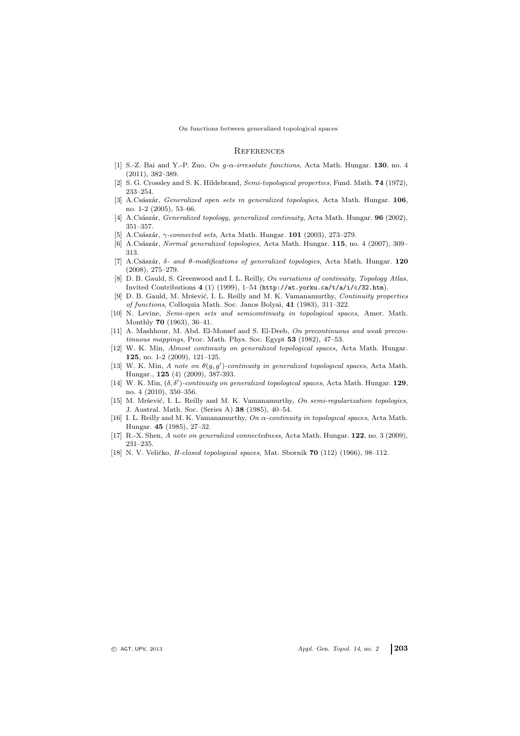## References

[1] S.-Z. Bai and Y.-P. Zuo, *On g-$\alpha$-irresolute functions*, Acta Math. Hungar. **130**, no. 4 (2011), 382–389.

[2] S. G. Crossley and S. K. Hildebrand, *Semi-topological properties*, Fund. Math. **74** (1972), 233–254.

[3] A.Császár, *Generalized open sets in generalized topologies*, Acta Math. Hungar. **106**, no. 1-2 (2005), 53–66.

[4] A.Császár, *Generalized topology, generalized continuity*, Acta Math. Hungar. **96** (2002), 351–357.

[5] A.Császár, *$\gamma$-connected sets*, Acta Math. Hungar. **101** (2003), 273–279.

[6] A.Császár, *Normal generalized topologies*, Acta Math. Hungar. **115**, no. 4 (2007), 309–313.

[7] A.Császár, *$\delta$- and $\theta$-modifications of generalized topologies*, Acta Math. Hungar. **120** (2008), 275–279.

[8] D. B. Gauld, S. Greenwood and I. L. Reilly, *On variations of continuity, Topology Atlas*, Invited Contributions **4** (1) (1999), 1–54 (`http://at.yorku.ca/t/a/i/c/32.htm`).

[9] D. B. Gauld, M. Mršević, I. L. Reilly and M. K. Vamanamurthy, *Continuity properties of functions*, Colloquia Math. Soc. Janos Bolyai, **41** (1983), 311–322.

[10] N. Levine, *Semi-open sets and semicontinuity in topological spaces*, Amer. Math. Monthly **70** (1963), 36–41.

[11] A. Mashhour, M. Abd. El-Monsef and S. El-Deeb, *On precontinuous and weak precontinuous mappings*, Proc. Math. Phys. Soc. Egypt **53** (1982), 47–53.

[12] W. K. Min, *Almost continuity on generalized topological spaces*, Acta Math. Hungar. **125**, no. 1-2 (2009), 121–125.

[13] W. K. Min, *A note on $\theta(g, g')$-continuity in generalized topological spaces*, Acta Math. Hungar., **125** (4) (2009), 387-393.

[14] W. K. Min, *$(\delta, \delta')$-continuity on generalized topological spaces*, Acta Math. Hungar. **129**, no. 4 (2010), 350–356.

[15] M. Mršević, I. L. Reilly and M. K. Vamanamurthy, *On semi-regularization topologies*, J. Austral. Math. Soc. (Series A) **38** (1985), 40–54.

[16] I. L. Reilly and M. K. Vamanamurthy, *On $\alpha$-continuity in topological spaces*, Acta Math. Hungar. **45** (1985), 27–32.

[17] R.-X. Shen, *A note on generalized connectedness*, Acta Math. Hungar. **122**, no. 3 (2009), 231–235.

[18] N. V. Veličko, *H-closed topological spaces*, Mat. Sbornik **70** (112) (1966), 98–112.